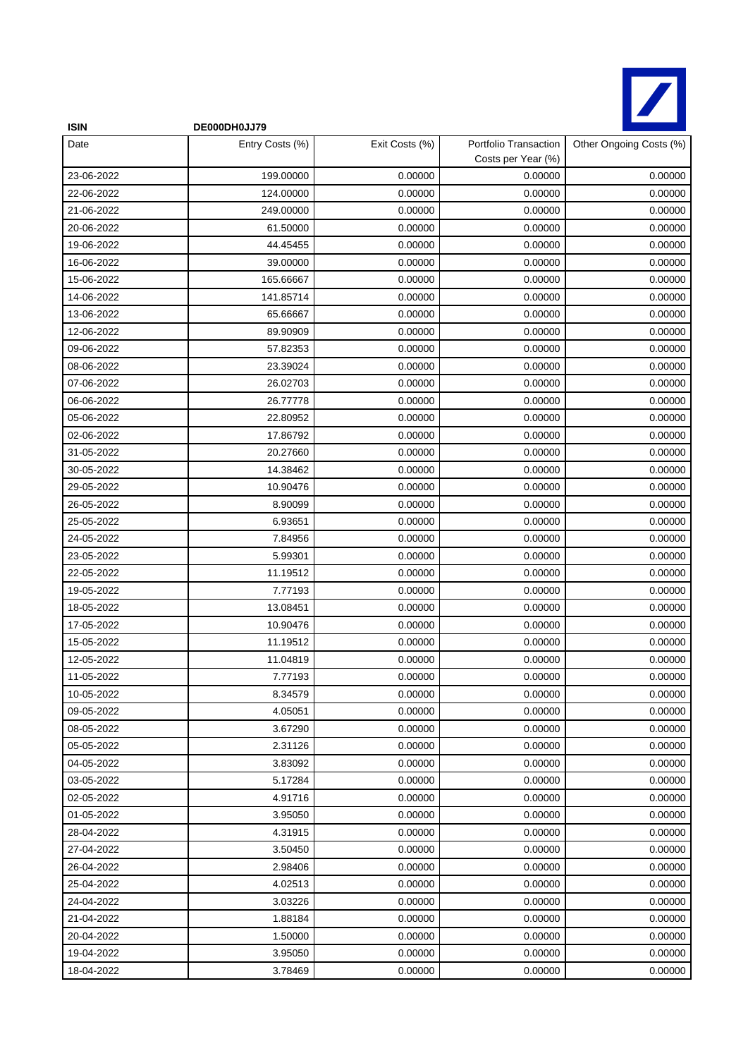**ISIN** **DE000DH0JJ79**

| Date | Entry Costs (%) | Exit Costs (%) | Portfolio Transaction Costs per Year (%) | Other Ongoing Costs (%) |
|---|---|---|---|---|
| 23-06-2022 | 199.00000 | 0.00000 | 0.00000 | 0.00000 |
| 22-06-2022 | 124.00000 | 0.00000 | 0.00000 | 0.00000 |
| 21-06-2022 | 249.00000 | 0.00000 | 0.00000 | 0.00000 |
| 20-06-2022 | 61.50000 | 0.00000 | 0.00000 | 0.00000 |
| 19-06-2022 | 44.45455 | 0.00000 | 0.00000 | 0.00000 |
| 16-06-2022 | 39.00000 | 0.00000 | 0.00000 | 0.00000 |
| 15-06-2022 | 165.66667 | 0.00000 | 0.00000 | 0.00000 |
| 14-06-2022 | 141.85714 | 0.00000 | 0.00000 | 0.00000 |
| 13-06-2022 | 65.66667 | 0.00000 | 0.00000 | 0.00000 |
| 12-06-2022 | 89.90909 | 0.00000 | 0.00000 | 0.00000 |
| 09-06-2022 | 57.82353 | 0.00000 | 0.00000 | 0.00000 |
| 08-06-2022 | 23.39024 | 0.00000 | 0.00000 | 0.00000 |
| 07-06-2022 | 26.02703 | 0.00000 | 0.00000 | 0.00000 |
| 06-06-2022 | 26.77778 | 0.00000 | 0.00000 | 0.00000 |
| 05-06-2022 | 22.80952 | 0.00000 | 0.00000 | 0.00000 |
| 02-06-2022 | 17.86792 | 0.00000 | 0.00000 | 0.00000 |
| 31-05-2022 | 20.27660 | 0.00000 | 0.00000 | 0.00000 |
| 30-05-2022 | 14.38462 | 0.00000 | 0.00000 | 0.00000 |
| 29-05-2022 | 10.90476 | 0.00000 | 0.00000 | 0.00000 |
| 26-05-2022 | 8.90099 | 0.00000 | 0.00000 | 0.00000 |
| 25-05-2022 | 6.93651 | 0.00000 | 0.00000 | 0.00000 |
| 24-05-2022 | 7.84956 | 0.00000 | 0.00000 | 0.00000 |
| 23-05-2022 | 5.99301 | 0.00000 | 0.00000 | 0.00000 |
| 22-05-2022 | 11.19512 | 0.00000 | 0.00000 | 0.00000 |
| 19-05-2022 | 7.77193 | 0.00000 | 0.00000 | 0.00000 |
| 18-05-2022 | 13.08451 | 0.00000 | 0.00000 | 0.00000 |
| 17-05-2022 | 10.90476 | 0.00000 | 0.00000 | 0.00000 |
| 15-05-2022 | 11.19512 | 0.00000 | 0.00000 | 0.00000 |
| 12-05-2022 | 11.04819 | 0.00000 | 0.00000 | 0.00000 |
| 11-05-2022 | 7.77193 | 0.00000 | 0.00000 | 0.00000 |
| 10-05-2022 | 8.34579 | 0.00000 | 0.00000 | 0.00000 |
| 09-05-2022 | 4.05051 | 0.00000 | 0.00000 | 0.00000 |
| 08-05-2022 | 3.67290 | 0.00000 | 0.00000 | 0.00000 |
| 05-05-2022 | 2.31126 | 0.00000 | 0.00000 | 0.00000 |
| 04-05-2022 | 3.83092 | 0.00000 | 0.00000 | 0.00000 |
| 03-05-2022 | 5.17284 | 0.00000 | 0.00000 | 0.00000 |
| 02-05-2022 | 4.91716 | 0.00000 | 0.00000 | 0.00000 |
| 01-05-2022 | 3.95050 | 0.00000 | 0.00000 | 0.00000 |
| 28-04-2022 | 4.31915 | 0.00000 | 0.00000 | 0.00000 |
| 27-04-2022 | 3.50450 | 0.00000 | 0.00000 | 0.00000 |
| 26-04-2022 | 2.98406 | 0.00000 | 0.00000 | 0.00000 |
| 25-04-2022 | 4.02513 | 0.00000 | 0.00000 | 0.00000 |
| 24-04-2022 | 3.03226 | 0.00000 | 0.00000 | 0.00000 |
| 21-04-2022 | 1.88184 | 0.00000 | 0.00000 | 0.00000 |
| 20-04-2022 | 1.50000 | 0.00000 | 0.00000 | 0.00000 |
| 19-04-2022 | 3.95050 | 0.00000 | 0.00000 | 0.00000 |
| 18-04-2022 | 3.78469 | 0.00000 | 0.00000 | 0.00000 |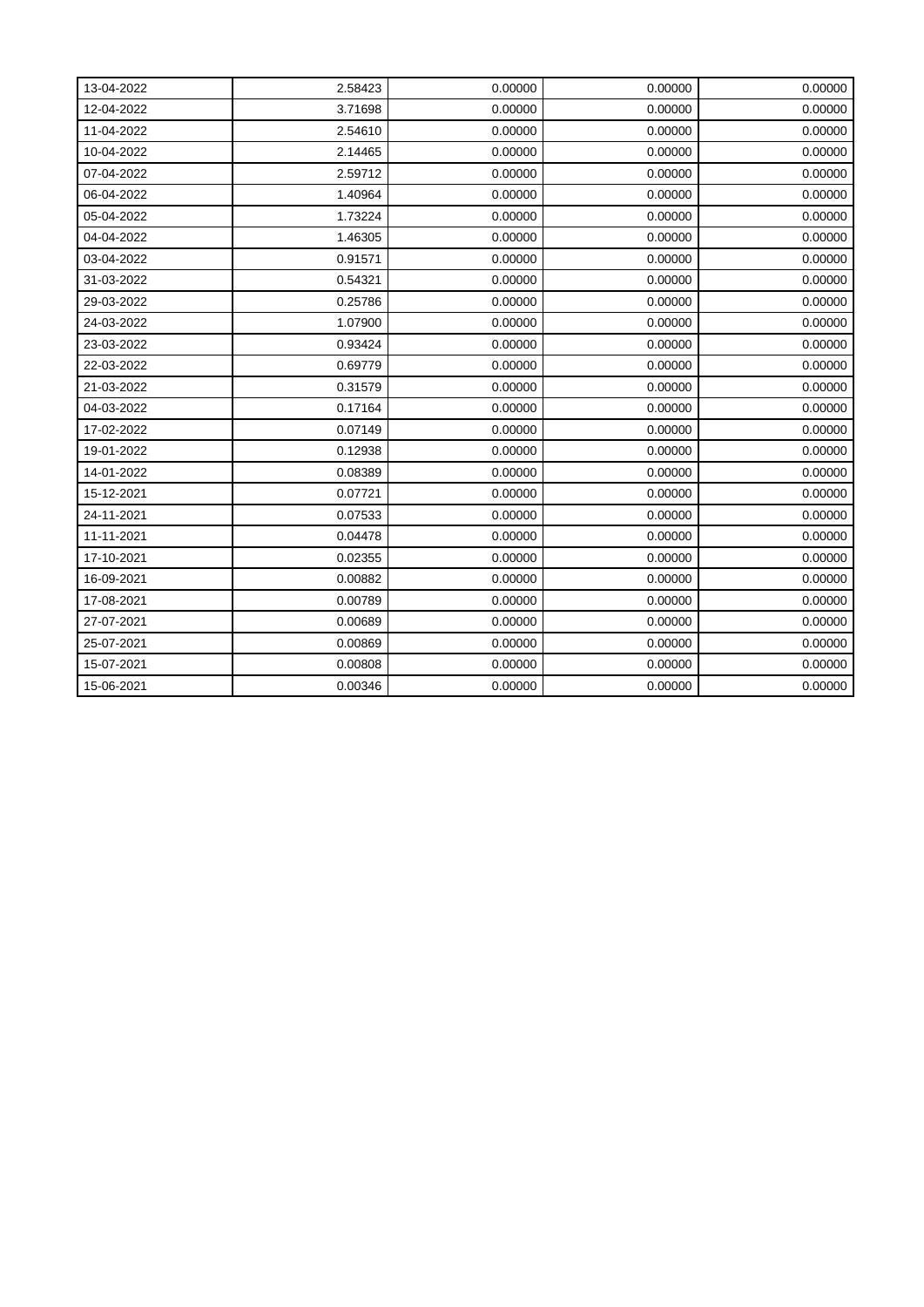| | | | | |
|---|---|---|---|---|
| 13-04-2022 | 2.58423 | 0.00000 | 0.00000 | 0.00000 |
| 12-04-2022 | 3.71698 | 0.00000 | 0.00000 | 0.00000 |
| 11-04-2022 | 2.54610 | 0.00000 | 0.00000 | 0.00000 |
| 10-04-2022 | 2.14465 | 0.00000 | 0.00000 | 0.00000 |
| 07-04-2022 | 2.59712 | 0.00000 | 0.00000 | 0.00000 |
| 06-04-2022 | 1.40964 | 0.00000 | 0.00000 | 0.00000 |
| 05-04-2022 | 1.73224 | 0.00000 | 0.00000 | 0.00000 |
| 04-04-2022 | 1.46305 | 0.00000 | 0.00000 | 0.00000 |
| 03-04-2022 | 0.91571 | 0.00000 | 0.00000 | 0.00000 |
| 31-03-2022 | 0.54321 | 0.00000 | 0.00000 | 0.00000 |
| 29-03-2022 | 0.25786 | 0.00000 | 0.00000 | 0.00000 |
| 24-03-2022 | 1.07900 | 0.00000 | 0.00000 | 0.00000 |
| 23-03-2022 | 0.93424 | 0.00000 | 0.00000 | 0.00000 |
| 22-03-2022 | 0.69779 | 0.00000 | 0.00000 | 0.00000 |
| 21-03-2022 | 0.31579 | 0.00000 | 0.00000 | 0.00000 |
| 04-03-2022 | 0.17164 | 0.00000 | 0.00000 | 0.00000 |
| 17-02-2022 | 0.07149 | 0.00000 | 0.00000 | 0.00000 |
| 19-01-2022 | 0.12938 | 0.00000 | 0.00000 | 0.00000 |
| 14-01-2022 | 0.08389 | 0.00000 | 0.00000 | 0.00000 |
| 15-12-2021 | 0.07721 | 0.00000 | 0.00000 | 0.00000 |
| 24-11-2021 | 0.07533 | 0.00000 | 0.00000 | 0.00000 |
| 11-11-2021 | 0.04478 | 0.00000 | 0.00000 | 0.00000 |
| 17-10-2021 | 0.02355 | 0.00000 | 0.00000 | 0.00000 |
| 16-09-2021 | 0.00882 | 0.00000 | 0.00000 | 0.00000 |
| 17-08-2021 | 0.00789 | 0.00000 | 0.00000 | 0.00000 |
| 27-07-2021 | 0.00689 | 0.00000 | 0.00000 | 0.00000 |
| 25-07-2021 | 0.00869 | 0.00000 | 0.00000 | 0.00000 |
| 15-07-2021 | 0.00808 | 0.00000 | 0.00000 | 0.00000 |
| 15-06-2021 | 0.00346 | 0.00000 | 0.00000 | 0.00000 |